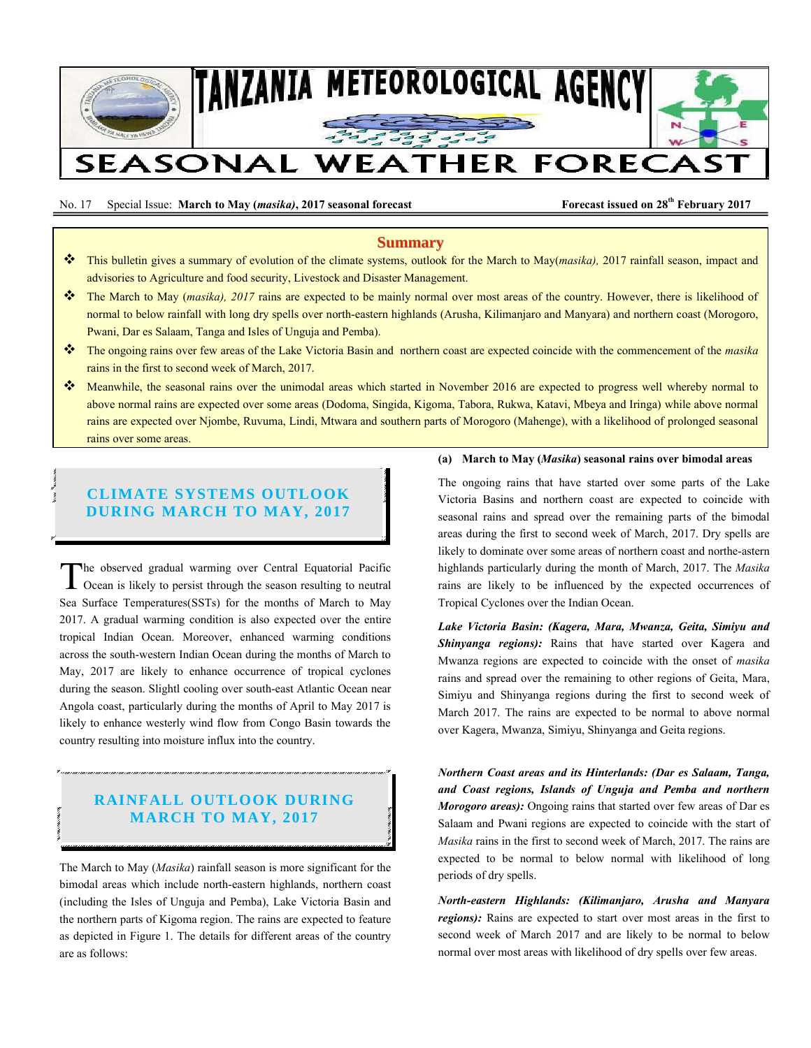# TANZANIA METEOROLOGICAL AGENCY

# SEASONAL WEATHER FORECAST

No. 17 Special Issue: **March to May (*masika*), 2017 seasonal forecast** **Forecast issued on 28th February 2017**

## Summary

- This bulletin gives a summary of evolution of the climate systems, outlook for the March to May(*masika),* 2017 rainfall season, impact and advisories to Agriculture and food security, Livestock and Disaster Management.
- The March to May (*masika), 2017* rains are expected to be mainly normal over most areas of the country. However, there is likelihood of normal to below rainfall with long dry spells over north-eastern highlands (Arusha, Kilimanjaro and Manyara) and northern coast (Morogoro, Pwani, Dar es Salaam, Tanga and Isles of Unguja and Pemba).
- The ongoing rains over few areas of the Lake Victoria Basin and northern coast are expected coincide with the commencement of the *masika* rains in the first to second week of March, 2017.
- Meanwhile, the seasonal rains over the unimodal areas which started in November 2016 are expected to progress well whereby normal to above normal rains are expected over some areas (Dodoma, Singida, Kigoma, Tabora, Rukwa, Katavi, Mbeya and Iringa) while above normal rains are expected over Njombe, Ruvuma, Lindi, Mtwara and southern parts of Morogoro (Mahenge), with a likelihood of prolonged seasonal rains over some areas.

## CLIMATE SYSTEMS OUTLOOK DURING MARCH TO MAY, 2017

The observed gradual warming over Central Equatorial Pacific Ocean is likely to persist through the season resulting to neutral Sea Surface Temperatures(SSTs) for the months of March to May 2017. A gradual warming condition is also expected over the entire tropical Indian Ocean. Moreover, enhanced warming conditions across the south-western Indian Ocean during the months of March to May, 2017 are likely to enhance occurrence of tropical cyclones during the season. Slightl cooling over south-east Atlantic Ocean near Angola coast, particularly during the months of April to May 2017 is likely to enhance westerly wind flow from Congo Basin towards the country resulting into moisture influx into the country.

## RAINFALL OUTLOOK DURING MARCH TO MAY, 2017

The March to May (*Masika*) rainfall season is more significant for the bimodal areas which include north-eastern highlands, northern coast (including the Isles of Unguja and Pemba), Lake Victoria Basin and the northern parts of Kigoma region. The rains are expected to feature as depicted in Figure 1. The details for different areas of the country are as follows:

### (a) March to May (*Masika*) seasonal rains over bimodal areas

The ongoing rains that have started over some parts of the Lake Victoria Basins and northern coast are expected to coincide with seasonal rains and spread over the remaining parts of the bimodal areas during the first to second week of March, 2017. Dry spells are likely to dominate over some areas of northern coast and northe-astern highlands particularly during the month of March, 2017. The *Masika* rains are likely to be influenced by the expected occurrences of Tropical Cyclones over the Indian Ocean.

***Lake Victoria Basin: (Kagera, Mara, Mwanza, Geita, Simiyu and Shinyanga regions):*** Rains that have started over Kagera and Mwanza regions are expected to coincide with the onset of *masika* rains and spread over the remaining to other regions of Geita, Mara, Simiyu and Shinyanga regions during the first to second week of March 2017. The rains are expected to be normal to above normal over Kagera, Mwanza, Simiyu, Shinyanga and Geita regions.

***Northern Coast areas and its Hinterlands: (Dar es Salaam, Tanga, and Coast regions, Islands of Unguja and Pemba and northern Morogoro areas):*** Ongoing rains that started over few areas of Dar es Salaam and Pwani regions are expected to coincide with the start of *Masika* rains in the first to second week of March, 2017. The rains are expected to be normal to below normal with likelihood of long periods of dry spells.

***North-eastern Highlands: (Kilimanjaro, Arusha and Manyara regions):*** Rains are expected to start over most areas in the first to second week of March 2017 and are likely to be normal to below normal over most areas with likelihood of dry spells over few areas.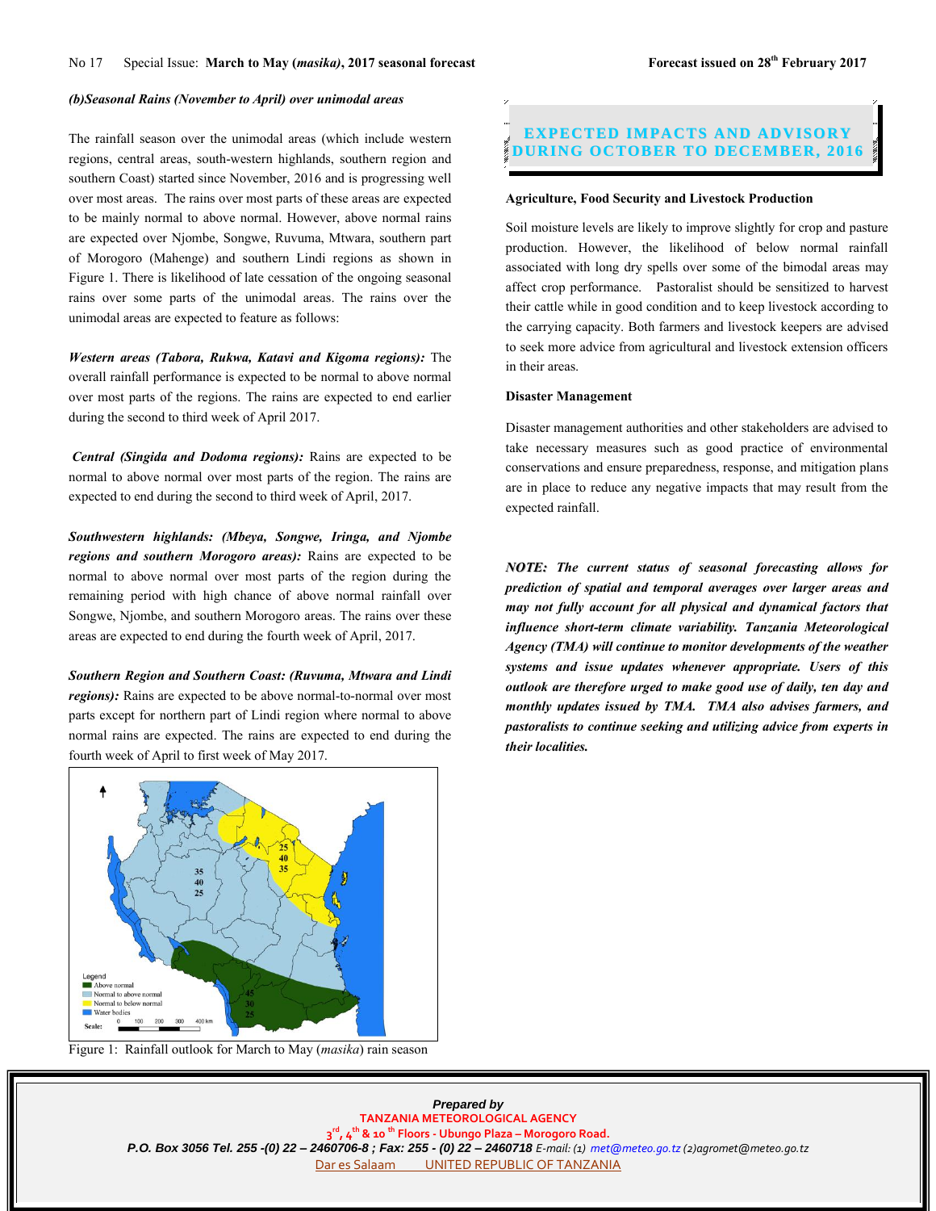*(b)Seasonal Rains (November to April) over unimodal areas*

The rainfall season over the unimodal areas (which include western regions, central areas, south-western highlands, southern region and southern Coast) started since November, 2016 and is progressing well over most areas. The rains over most parts of these areas are expected to be mainly normal to above normal. However, above normal rains are expected over Njombe, Songwe, Ruvuma, Mtwara, southern part of Morogoro (Mahenge) and southern Lindi regions as shown in Figure 1. There is likelihood of late cessation of the ongoing seasonal rains over some parts of the unimodal areas. The rains over the unimodal areas are expected to feature as follows:

***Western areas (Tabora, Rukwa, Katavi and Kigoma regions):*** The overall rainfall performance is expected to be normal to above normal over most parts of the regions. The rains are expected to end earlier during the second to third week of April 2017.

***Central (Singida and Dodoma regions):*** Rains are expected to be normal to above normal over most parts of the region. The rains are expected to end during the second to third week of April, 2017.

***Southwestern highlands: (Mbeya, Songwe, Iringa, and Njombe regions and southern Morogoro areas):*** Rains are expected to be normal to above normal over most parts of the region during the remaining period with high chance of above normal rainfall over Songwe, Njombe, and southern Morogoro areas. The rains over these areas are expected to end during the fourth week of April, 2017.

***Southern Region and Southern Coast: (Ruvuma, Mtwara and Lindi regions):*** Rains are expected to be above normal-to-normal over most parts except for northern part of Lindi region where normal to above normal rains are expected. The rains are expected to end during the fourth week of April to first week of May 2017.

25
40
35

35
40
25

45
30
25

Legend
Above normal
Normal to above normal
Normal to below normal
Water bodies

Scale: 0 100 200 300 400 km

Figure 1: Rainfall outlook for March to May (*masika*) rain season

## EXPECTED IMPACTS AND ADVISORY DURING OCTOBER TO DECEMBER, 2016

### Agriculture, Food Security and Livestock Production

Soil moisture levels are likely to improve slightly for crop and pasture production. However, the likelihood of below normal rainfall associated with long dry spells over some of the bimodal areas may affect crop performance. Pastoralist should be sensitized to harvest their cattle while in good condition and to keep livestock according to the carrying capacity. Both farmers and livestock keepers are advised to seek more advice from agricultural and livestock extension officers in their areas.

### Disaster Management

Disaster management authorities and other stakeholders are advised to take necessary measures such as good practice of environmental conservations and ensure preparedness, response, and mitigation plans are in place to reduce any negative impacts that may result from the expected rainfall.

***NOTE: The current status of seasonal forecasting allows for prediction of spatial and temporal averages over larger areas and may not fully account for all physical and dynamical factors that influence short-term climate variability. Tanzania Meteorological Agency (TMA) will continue to monitor developments of the weather systems and issue updates whenever appropriate. Users of this outlook are therefore urged to make good use of daily, ten day and monthly updates issued by TMA. TMA also advises farmers, and pastoralists to continue seeking and utilizing advice from experts in their localities.***

***Prepared by***
**TANZANIA METEOROLOGICAL AGENCY**
**3rd, 4th & 10th Floors - Ubungo Plaza – Morogoro Road.**
***P.O. Box 3056 Tel. 255 -(0) 22 – 2460706-8 ; Fax: 255 - (0) 22 – 2460718*** *E-mail: (1) met@meteo.go.tz (2)agromet@meteo.go.tz*
Dar es Salaam UNITED REPUBLIC OF TANZANIA